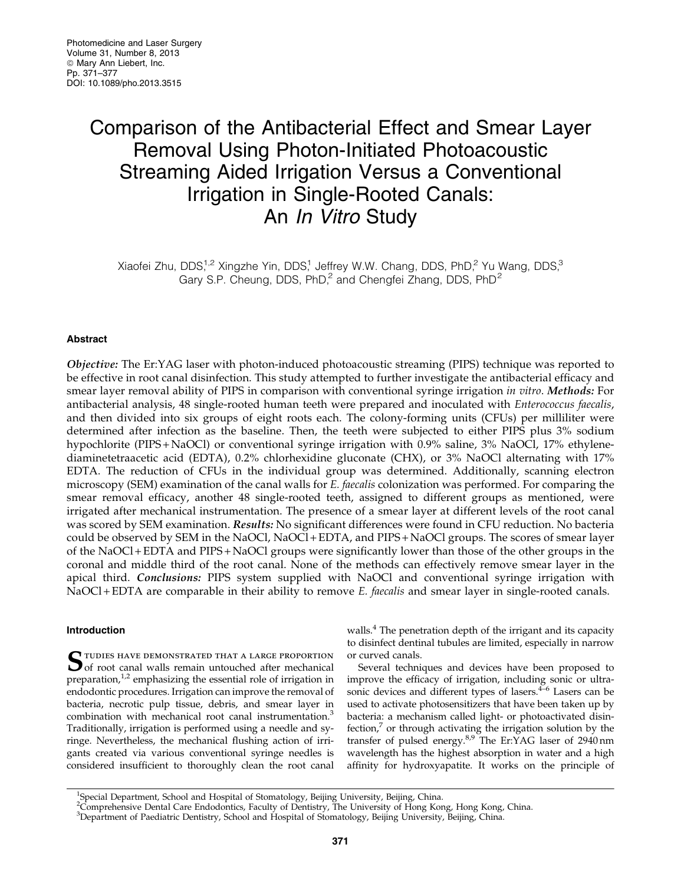# Comparison of the Antibacterial Effect and Smear Layer Removal Using Photon-Initiated Photoacoustic Streaming Aided Irrigation Versus a Conventional Irrigation in Single-Rooted Canals: An *In Vitro* Study

Xiaofei Zhu, DDS,[1,2] Xingzhe Yin, DDS,[1] Jeffrey W.W. Chang, DDS, PhD,[2] Yu Wang, DDS,[3] Gary S.P. Cheung, DDS, PhD,[2] and Chengfei Zhang, DDS, PhD[2]

## Abstract

***Objective:*** The Er:YAG laser with photon-induced photoacoustic streaming (PIPS) technique was reported to be effective in root canal disinfection. This study attempted to further investigate the antibacterial efficacy and smear layer removal ability of PIPS in comparison with conventional syringe irrigation *in vitro*. ***Methods:*** For antibacterial analysis, 48 single-rooted human teeth were prepared and inoculated with *Enterococcus faecalis*, and then divided into six groups of eight roots each. The colony-forming units (CFUs) per milliliter were determined after infection as the baseline. Then, the teeth were subjected to either PIPS plus 3% sodium hypochlorite (PIPS + NaOCl) or conventional syringe irrigation with 0.9% saline, 3% NaOCl, 17% ethylenediaminetetraacetic acid (EDTA), 0.2% chlorhexidine gluconate (CHX), or 3% NaOCl alternating with 17% EDTA. The reduction of CFUs in the individual group was determined. Additionally, scanning electron microscopy (SEM) examination of the canal walls for *E. faecalis* colonization was performed. For comparing the smear removal efficacy, another 48 single-rooted teeth, assigned to different groups as mentioned, were irrigated after mechanical instrumentation. The presence of a smear layer at different levels of the root canal was scored by SEM examination. ***Results:*** No significant differences were found in CFU reduction. No bacteria could be observed by SEM in the NaOCl, NaOCl + EDTA, and PIPS + NaOCl groups. The scores of smear layer of the NaOCl + EDTA and PIPS + NaOCl groups were significantly lower than those of the other groups in the coronal and middle third of the root canal. None of the methods can effectively remove smear layer in the apical third. ***Conclusions:*** PIPS system supplied with NaOCl and conventional syringe irrigation with NaOCl + EDTA are comparable in their ability to remove *E. faecalis* and smear layer in single-rooted canals.

## Introduction

Studies have demonstrated that a large proportion of root canal walls remain untouched after mechanical preparation,[1,2] emphasizing the essential role of irrigation in endodontic procedures. Irrigation can improve the removal of bacteria, necrotic pulp tissue, debris, and smear layer in combination with mechanical root canal instrumentation.[3] Traditionally, irrigation is performed using a needle and syringe. Nevertheless, the mechanical flushing action of irrigants created via various conventional syringe needles is considered insufficient to thoroughly clean the root canal walls.[4] The penetration depth of the irrigant and its capacity to disinfect dentinal tubules are limited, especially in narrow or curved canals.

Several techniques and devices have been proposed to improve the efficacy of irrigation, including sonic or ultrasonic devices and different types of lasers.[4–6] Lasers can be used to activate photosensitizers that have been taken up by bacteria: a mechanism called light- or photoactivated disinfection,[7] or through activating the irrigation solution by the transfer of pulsed energy.[8,9] The Er:YAG laser of 2940 nm wavelength has the highest absorption in water and a high affinity for hydroxyapatite. It works on the principle of

[1]Special Department, School and Hospital of Stomatology, Beijing University, Beijing, China.
[2]Comprehensive Dental Care Endodontics, Faculty of Dentistry, The University of Hong Kong, Hong Kong, China.
[3]Department of Paediatric Dentistry, School and Hospital of Stomatology, Beijing University, Beijing, China.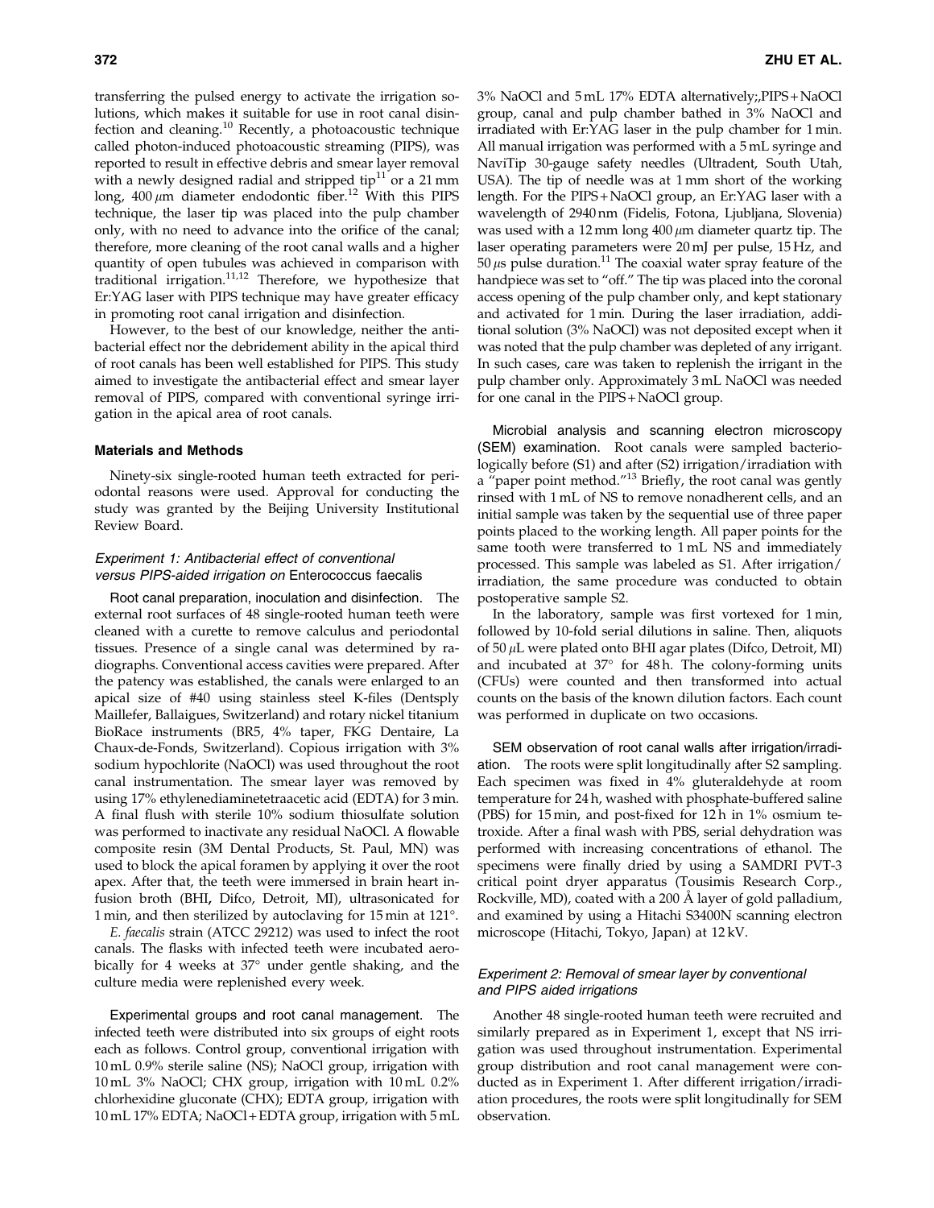transferring the pulsed energy to activate the irrigation solutions, which makes it suitable for use in root canal disinfection and cleaning.[10] Recently, a photoacoustic technique called photon-induced photoacoustic streaming (PIPS), was reported to result in effective debris and smear layer removal with a newly designed radial and stripped tip[11] or a 21 mm long, 400 $\mu$m diameter endodontic fiber.[12] With this PIPS technique, the laser tip was placed into the pulp chamber only, with no need to advance into the orifice of the canal; therefore, more cleaning of the root canal walls and a higher quantity of open tubules was achieved in comparison with traditional irrigation.[11,12] Therefore, we hypothesize that Er:YAG laser with PIPS technique may have greater efficacy in promoting root canal irrigation and disinfection.

However, to the best of our knowledge, neither the antibacterial effect nor the debridement ability in the apical third of root canals has been well established for PIPS. This study aimed to investigate the antibacterial effect and smear layer removal of PIPS, compared with conventional syringe irrigation in the apical area of root canals.

## Materials and Methods

Ninety-six single-rooted human teeth extracted for periodontal reasons were used. Approval for conducting the study was granted by the Beijing University Institutional Review Board.

### *Experiment 1: Antibacterial effect of conventional versus PIPS-aided irrigation on* Enterococcus faecalis

**Root canal preparation, inoculation and disinfection.** The external root surfaces of 48 single-rooted human teeth were cleaned with a curette to remove calculus and periodontal tissues. Presence of a single canal was determined by radiographs. Conventional access cavities were prepared. After the patency was established, the canals were enlarged to an apical size of #40 using stainless steel K-files (Dentsply Maillefer, Ballaigues, Switzerland) and rotary nickel titanium BioRace instruments (BR5, 4% taper, FKG Dentaire, La Chaux-de-Fonds, Switzerland). Copious irrigation with 3% sodium hypochlorite (NaOCl) was used throughout the root canal instrumentation. The smear layer was removed by using 17% ethylenediaminetetraacetic acid (EDTA) for 3 min. A final flush with sterile 10% sodium thiosulfate solution was performed to inactivate any residual NaOCl. A flowable composite resin (3M Dental Products, St. Paul, MN) was used to block the apical foramen by applying it over the root apex. After that, the teeth were immersed in brain heart infusion broth (BHI, Difco, Detroit, MI), ultrasonicated for 1 min, and then sterilized by autoclaving for 15 min at 121°.

*E. faecalis* strain (ATCC 29212) was used to infect the root canals. The flasks with infected teeth were incubated aerobically for 4 weeks at 37° under gentle shaking, and the culture media were replenished every week.

**Experimental groups and root canal management.** The infected teeth were distributed into six groups of eight roots each as follows. Control group, conventional irrigation with 10 mL 0.9% sterile saline (NS); NaOCl group, irrigation with 10 mL 3% NaOCl; CHX group, irrigation with 10 mL 0.2% chlorhexidine gluconate (CHX); EDTA group, irrigation with 10 mL 17% EDTA; NaOCl+EDTA group, irrigation with 5 mL 3% NaOCl and 5 mL 17% EDTA alternatively;,PIPS+NaOCl group, canal and pulp chamber bathed in 3% NaOCl and irradiated with Er:YAG laser in the pulp chamber for 1 min. All manual irrigation was performed with a 5 mL syringe and NaviTip 30-gauge safety needles (Ultradent, South Utah, USA). The tip of needle was at 1 mm short of the working length. For the PIPS+NaOCl group, an Er:YAG laser with a wavelength of 2940 nm (Fidelis, Fotona, Ljubljana, Slovenia) was used with a 12 mm long 400 $\mu$m diameter quartz tip. The laser operating parameters were 20 mJ per pulse, 15 Hz, and 50 $\mu$s pulse duration.[11] The coaxial water spray feature of the handpiece was set to "off." The tip was placed into the coronal access opening of the pulp chamber only, and kept stationary and activated for 1 min. During the laser irradiation, additional solution (3% NaOCl) was not deposited except when it was noted that the pulp chamber was depleted of any irrigant. In such cases, care was taken to replenish the irrigant in the pulp chamber only. Approximately 3 mL NaOCl was needed for one canal in the PIPS+NaOCl group.

**Microbial analysis and scanning electron microscopy (SEM) examination.** Root canals were sampled bacteriologically before (S1) and after (S2) irrigation/irradiation with a "paper point method."[13] Briefly, the root canal was gently rinsed with 1 mL of NS to remove nonadherent cells, and an initial sample was taken by the sequential use of three paper points placed to the working length. All paper points for the same tooth were transferred to 1 mL NS and immediately processed. This sample was labeled as S1. After irrigation/irradiation, the same procedure was conducted to obtain postoperative sample S2.

In the laboratory, sample was first vortexed for 1 min, followed by 10-fold serial dilutions in saline. Then, aliquots of 50 $\mu$L were plated onto BHI agar plates (Difco, Detroit, MI) and incubated at 37° for 48 h. The colony-forming units (CFUs) were counted and then transformed into actual counts on the basis of the known dilution factors. Each count was performed in duplicate on two occasions.

**SEM observation of root canal walls after irrigation/irradiation.** The roots were split longitudinally after S2 sampling. Each specimen was fixed in 4% gluteraldehyde at room temperature for 24 h, washed with phosphate-buffered saline (PBS) for 15 min, and post-fixed for 12 h in 1% osmium tetroxide. After a final wash with PBS, serial dehydration was performed with increasing concentrations of ethanol. The specimens were finally dried by using a SAMDRI PVT-3 critical point dryer apparatus (Tousimis Research Corp., Rockville, MD), coated with a 200 Å layer of gold palladium, and examined by using a Hitachi S3400N scanning electron microscope (Hitachi, Tokyo, Japan) at 12 kV.

### *Experiment 2: Removal of smear layer by conventional and PIPS aided irrigations*

Another 48 single-rooted human teeth were recruited and similarly prepared as in Experiment 1, except that NS irrigation was used throughout instrumentation. Experimental group distribution and root canal management were conducted as in Experiment 1. After different irrigation/irradiation procedures, the roots were split longitudinally for SEM observation.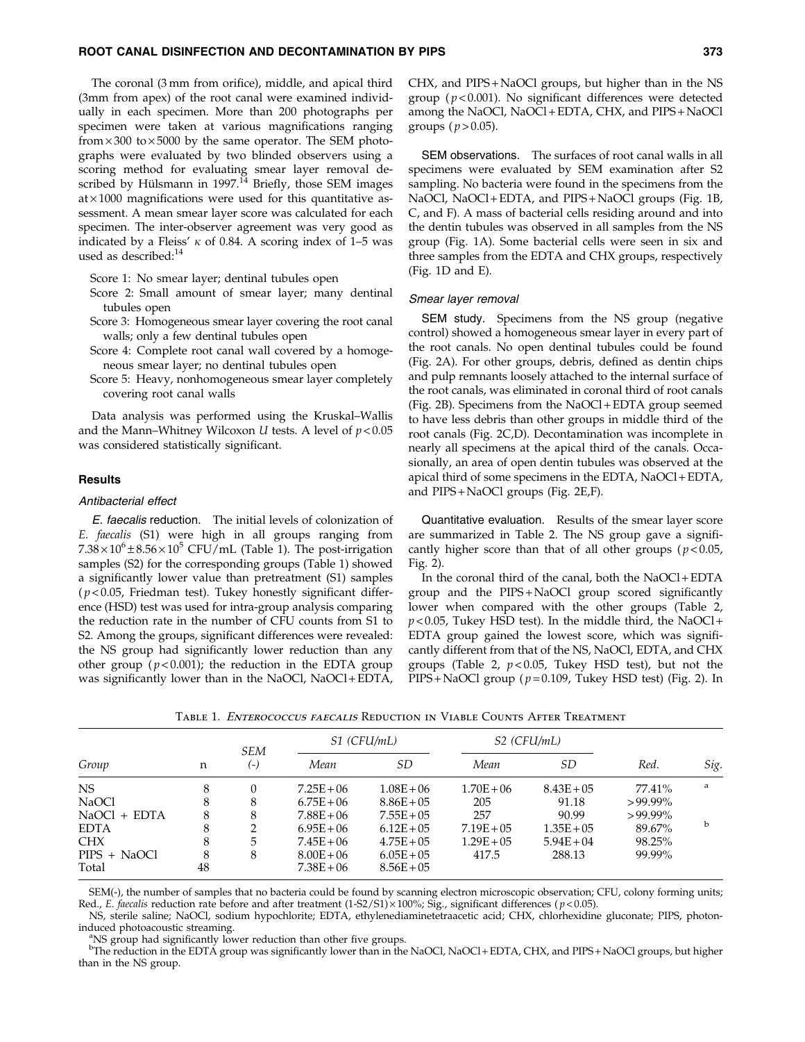The coronal (3 mm from orifice), middle, and apical third (3mm from apex) of the root canal were examined individually in each specimen. More than 200 photographs per specimen were taken at various magnifications ranging from $\times 300$ to $\times 5000$ by the same operator. The SEM photographs were evaluated by two blinded observers using a scoring method for evaluating smear layer removal described by Hülsmann in 1997.[14] Briefly, those SEM images at $\times 1000$ magnifications were used for this quantitative assessment. A mean smear layer score was calculated for each specimen. The inter-observer agreement was very good as indicated by a Fleiss' $\kappa$ of 0.84. A scoring index of 1–5 was used as described:[14]

- Score 1: No smear layer; dentinal tubules open
- Score 2: Small amount of smear layer; many dentinal tubules open
- Score 3: Homogeneous smear layer covering the root canal walls; only a few dentinal tubules open
- Score 4: Complete root canal wall covered by a homogeneous smear layer; no dentinal tubules open
- Score 5: Heavy, nonhomogeneous smear layer completely covering root canal walls

Data analysis was performed using the Kruskal–Wallis and the Mann–Whitney Wilcoxon *U* tests. A level of $p < 0.05$ was considered statistically significant.

## Results

### *Antibacterial effect*

*E. faecalis* **reduction.** The initial levels of colonization of *E. faecalis* (S1) were high in all groups ranging from $7.38 \times 10^6 \pm 8.56 \times 10^5$ CFU/mL (Table 1). The post-irrigation samples (S2) for the corresponding groups (Table 1) showed a significantly lower value than pretreatment (S1) samples ($p < 0.05$, Friedman test). Tukey honestly significant difference (HSD) test was used for intra-group analysis comparing the reduction rate in the number of CFU counts from S1 to S2. Among the groups, significant differences were revealed: the NS group had significantly lower reduction than any other group ($p < 0.001$); the reduction in the EDTA group was significantly lower than in the NaOCl, NaOCl+EDTA, CHX, and PIPS+NaOCl groups, but higher than in the NS group ($p < 0.001$). No significant differences were detected among the NaOCl, NaOCl+EDTA, CHX, and PIPS+NaOCl groups ($p > 0.05$).

**SEM observations.** The surfaces of root canal walls in all specimens were evaluated by SEM examination after S2 sampling. No bacteria were found in the specimens from the NaOCl, NaOCl+EDTA, and PIPS+NaOCl groups (Fig. 1B, C, and F). A mass of bacterial cells residing around and into the dentin tubules was observed in all samples from the NS group (Fig. 1A). Some bacterial cells were seen in six and three samples from the EDTA and CHX groups, respectively (Fig. 1D and E).

### *Smear layer removal*

**SEM study.** Specimens from the NS group (negative control) showed a homogeneous smear layer in every part of the root canals. No open dentinal tubules could be found (Fig. 2A). For other groups, debris, defined as dentin chips and pulp remnants loosely attached to the internal surface of the root canals, was eliminated in coronal third of root canals (Fig. 2B). Specimens from the NaOCl+EDTA group seemed to have less debris than other groups in middle third of the root canals (Fig. 2C,D). Decontamination was incomplete in nearly all specimens at the apical third of the canals. Occasionally, an area of open dentin tubules was observed at the apical third of some specimens in the EDTA, NaOCl+EDTA, and PIPS+NaOCl groups (Fig. 2E,F).

**Quantitative evaluation.** Results of the smear layer score are summarized in Table 2. The NS group gave a significantly higher score than that of all other groups ($p < 0.05$, Fig. 2).

In the coronal third of the canal, both the NaOCl+EDTA group and the PIPS+NaOCl group scored significantly lower when compared with the other groups (Table 2, $p < 0.05$, Tukey HSD test). In the middle third, the NaOCl+EDTA group gained the lowest score, which was significantly different from that of the NS, NaOCl, EDTA, and CHX groups (Table 2, $p < 0.05$, Tukey HSD test), but not the PIPS+NaOCl group ($p = 0.109$, Tukey HSD test) (Fig. 2). In

Table 1. *Enterococcus faecalis* Reduction in Viable Counts After Treatment

| Group | n | SEM (-) | S1 (CFU/mL) | | S2 (CFU/mL) | | Red. | Sig. |
|---|---|---|---|---|---|---|---|---|
| | | | Mean | SD | Mean | SD | | |
| NS | 8 | 0 | 7.25E+06 | 1.08E+06 | 1.70E+06 | 8.43E+05 | 77.41% | a |
| NaOCl | 8 | 8 | 6.75E+06 | 8.86E+05 | 205 | 91.18 | >99.99% | |
| NaOCl + EDTA | 8 | 8 | 7.88E+06 | 7.55E+05 | 257 | 90.99 | >99.99% | |
| EDTA | 8 | 2 | 6.95E+06 | 6.12E+05 | 7.19E+05 | 1.35E+05 | 89.67% | b |
| CHX | 8 | 5 | 7.45E+06 | 4.75E+05 | 1.29E+05 | 5.94E+04 | 98.25% | |
| PIPS + NaOCl | 8 | 8 | 8.00E+06 | 6.05E+05 | 417.5 | 288.13 | 99.99% | |
| Total | 48 | | 7.38E+06 | 8.56E+05 | | | | |

SEM(-), the number of samples that no bacteria could be found by scanning electron microscopic observation; CFU, colony forming units; Red., *E. faecalis* reduction rate before and after treatment $(1\text{-}S2/S1) \times 100\%$; Sig., significant differences ($p < 0.05$).

NS, sterile saline; NaOCl, sodium hypochlorite; EDTA, ethylenediaminetetraacetic acid; CHX, chlorhexidine gluconate; PIPS, photon-induced photoacoustic streaming.

[a]NS group had significantly lower reduction than other five groups.

[b]The reduction in the EDTA group was significantly lower than in the NaOCl, NaOCl+EDTA, CHX, and PIPS+NaOCl groups, but higher than in the NS group.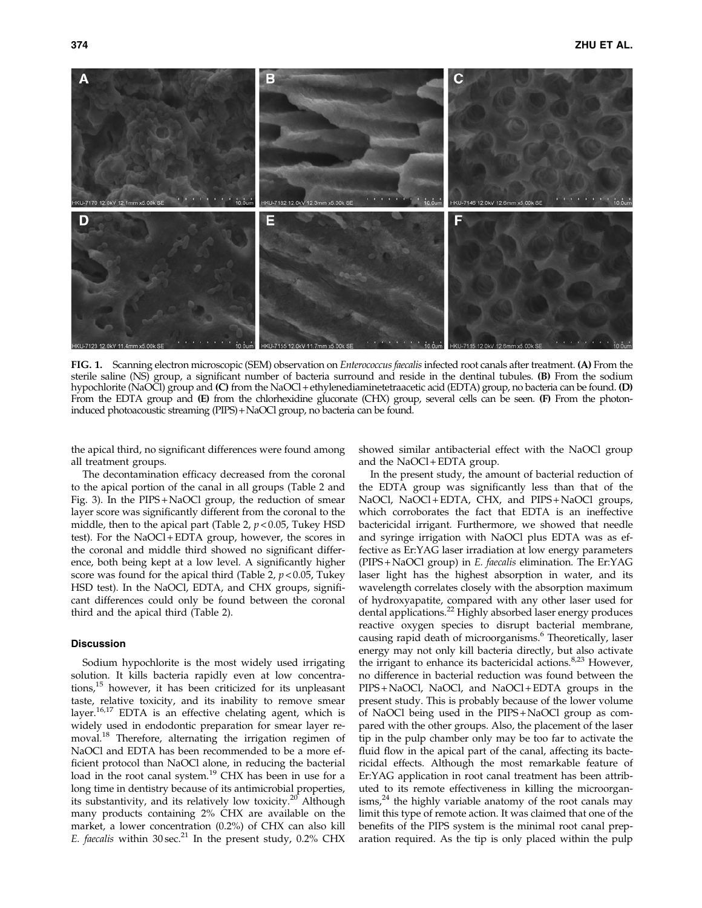**FIG. 1.** Scanning electron microscopic (SEM) observation on *Enterococcus faecalis* infected root canals after treatment. **(A)** From the sterile saline (NS) group, a significant number of bacteria surround and reside in the dentinal tubules. **(B)** From the sodium hypochlorite (NaOCl) group and **(C)** from the NaOCl + ethylenediaminetetraacetic acid (EDTA) group, no bacteria can be found. **(D)** From the EDTA group and **(E)** from the chlorhexidine gluconate (CHX) group, several cells can be seen. **(F)** From the photon-induced photoacoustic streaming (PIPS) + NaOCl group, no bacteria can be found.

the apical third, no significant differences were found among all treatment groups.

The decontamination efficacy decreased from the coronal to the apical portion of the canal in all groups (Table 2 and Fig. 3). In the PIPS + NaOCl group, the reduction of smear layer score was significantly different from the coronal to the middle, then to the apical part (Table 2, $p < 0.05$, Tukey HSD test). For the NaOCl + EDTA group, however, the scores in the coronal and middle third showed no significant difference, both being kept at a low level. A significantly higher score was found for the apical third (Table 2, $p < 0.05$, Tukey HSD test). In the NaOCl, EDTA, and CHX groups, significant differences could only be found between the coronal third and the apical third (Table 2).

### Discussion

Sodium hypochlorite is the most widely used irrigating solution. It kills bacteria rapidly even at low concentrations,[15] however, it has been criticized for its unpleasant taste, relative toxicity, and its inability to remove smear layer.[16,17] EDTA is an effective chelating agent, which is widely used in endodontic preparation for smear layer removal.[18] Therefore, alternating the irrigation regimen of NaOCl and EDTA has been recommended to be a more efficient protocol than NaOCl alone, in reducing the bacterial load in the root canal system.[19] CHX has been in use for a long time in dentistry because of its antimicrobial properties, its substantivity, and its relatively low toxicity.[20] Although many products containing 2% CHX are available on the market, a lower concentration (0.2%) of CHX can also kill *E. faecalis* within 30 sec.[21] In the present study, 0.2% CHX showed similar antibacterial effect with the NaOCl group and the NaOCl + EDTA group.

In the present study, the amount of bacterial reduction of the EDTA group was significantly less than that of the NaOCl, NaOCl + EDTA, CHX, and PIPS + NaOCl groups, which corroborates the fact that EDTA is an ineffective bactericidal irrigant. Furthermore, we showed that needle and syringe irrigation with NaOCl plus EDTA was as effective as Er:YAG laser irradiation at low energy parameters (PIPS + NaOCl group) in *E. faecalis* elimination. The Er:YAG laser light has the highest absorption in water, and its wavelength correlates closely with the absorption maximum of hydroxyapatite, compared with any other laser used for dental applications.[22] Highly absorbed laser energy produces reactive oxygen species to disrupt bacterial membrane, causing rapid death of microorganisms.[6] Theoretically, laser energy may not only kill bacteria directly, but also activate the irrigant to enhance its bactericidal actions.[8,23] However, no difference in bacterial reduction was found between the PIPS + NaOCl, NaOCl, and NaOCl + EDTA groups in the present study. This is probably because of the lower volume of NaOCl being used in the PIPS + NaOCl group as compared with the other groups. Also, the placement of the laser tip in the pulp chamber only may be too far to activate the fluid flow in the apical part of the canal, affecting its bactericidal effects. Although the most remarkable feature of Er:YAG application in root canal treatment has been attributed to its remote effectiveness in killing the microorganisms,[24] the highly variable anatomy of the root canals may limit this type of remote action. It was claimed that one of the benefits of the PIPS system is the minimal root canal preparation required. As the tip is only placed within the pulp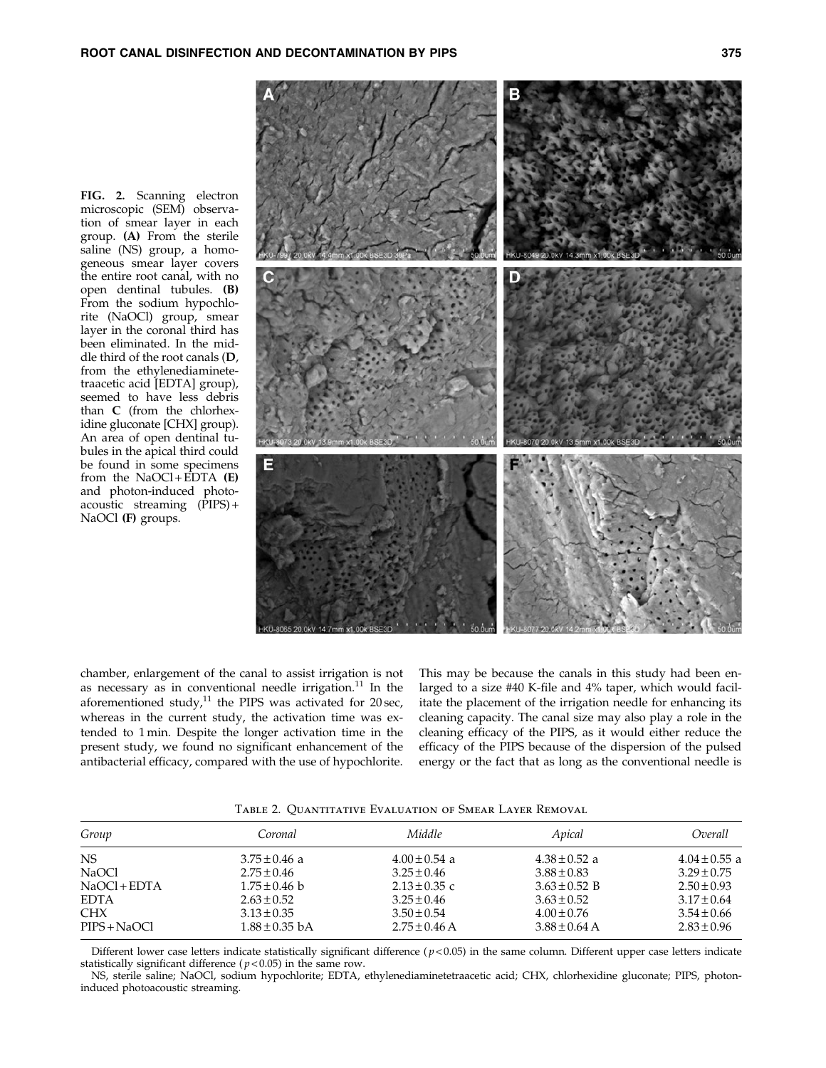**FIG. 2.** Scanning electron microscopic (SEM) observation of smear layer in each group. **(A)** From the sterile saline (NS) group, a homogeneous smear layer covers the entire root canal, with no open dentinal tubules. **(B)** From the sodium hypochlorite (NaOCl) group, smear layer in the coronal third has been eliminated. In the middle third of the root canals (**D**, from the ethylenediaminetetraacetic acid [EDTA] group), seemed to have less debris than **C** (from the chlorhexidine gluconate [CHX] group). An area of open dentinal tubules in the apical third could be found in some specimens from the NaOCl + EDTA **(E)** and photon-induced photoacoustic streaming (PIPS) + NaOCl **(F)** groups.

chamber, enlargement of the canal to assist irrigation is not as necessary as in conventional needle irrigation.[11] In the aforementioned study,[11] the PIPS was activated for 20 sec, whereas in the current study, the activation time was extended to 1 min. Despite the longer activation time in the present study, we found no significant enhancement of the antibacterial efficacy, compared with the use of hypochlorite. This may be because the canals in this study had been enlarged to a size #40 K-file and 4% taper, which would facilitate the placement of the irrigation needle for enhancing its cleaning capacity. The canal size may also play a role in the cleaning efficacy of the PIPS, as it would either reduce the efficacy of the PIPS because of the dispersion of the pulsed energy or the fact that as long as the conventional needle is

Table 2. Quantitative Evaluation of Smear Layer Removal

| Group | Coronal | Middle | Apical | Overall |
|---|---|---|---|---|
| NS | 3.75 ± 0.46 a | 4.00 ± 0.54 a | 4.38 ± 0.52 a | 4.04 ± 0.55 a |
| NaOCl | 2.75 ± 0.46 | 3.25 ± 0.46 | 3.88 ± 0.83 | 3.29 ± 0.75 |
| NaOCl + EDTA | 1.75 ± 0.46 b | 2.13 ± 0.35 c | 3.63 ± 0.52 B | 2.50 ± 0.93 |
| EDTA | 2.63 ± 0.52 | 3.25 ± 0.46 | 3.63 ± 0.52 | 3.17 ± 0.64 |
| CHX | 3.13 ± 0.35 | 3.50 ± 0.54 | 4.00 ± 0.76 | 3.54 ± 0.66 |
| PIPS + NaOCl | 1.88 ± 0.35 bA | 2.75 ± 0.46 A | 3.88 ± 0.64 A | 2.83 ± 0.96 |

Different lower case letters indicate statistically significant difference ($p < 0.05$) in the same column. Different upper case letters indicate statistically significant difference ($p < 0.05$) in the same row.

NS, sterile saline; NaOCl, sodium hypochlorite; EDTA, ethylenediaminetetraacetic acid; CHX, chlorhexidine gluconate; PIPS, photon-induced photoacoustic streaming.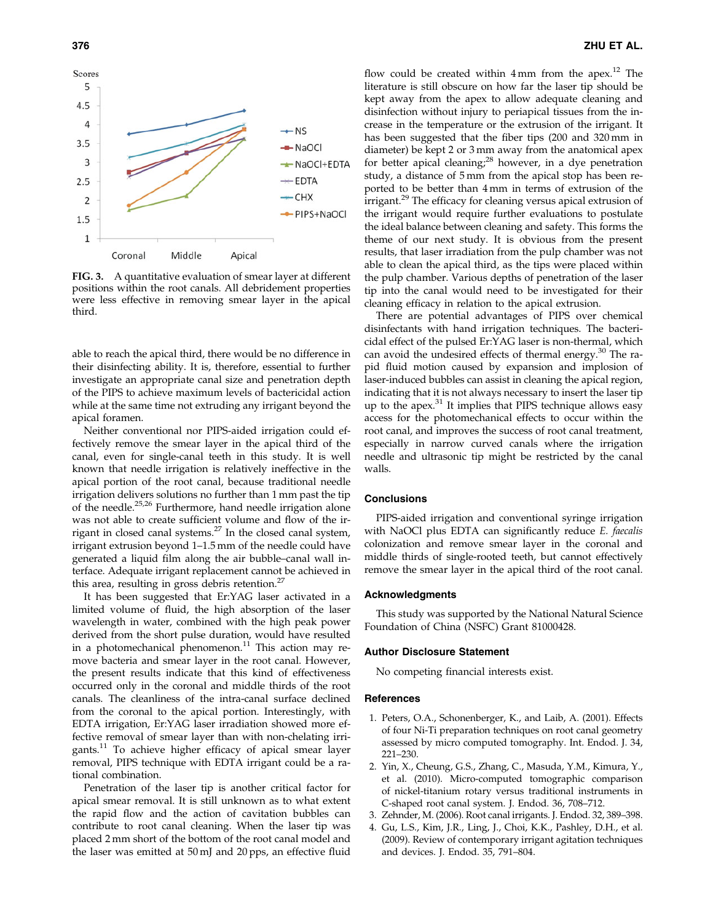FIG. 3. A quantitative evaluation of smear layer at different positions within the root canals. All debridement properties were less effective in removing smear layer in the apical third.

able to reach the apical third, there would be no difference in their disinfecting ability. It is, therefore, essential to further investigate an appropriate canal size and penetration depth of the PIPS to achieve maximum levels of bactericidal action while at the same time not extruding any irrigant beyond the apical foramen.

Neither conventional nor PIPS-aided irrigation could effectively remove the smear layer in the apical third of the canal, even for single-canal teeth in this study. It is well known that needle irrigation is relatively ineffective in the apical portion of the root canal, because traditional needle irrigation delivers solutions no further than 1 mm past the tip of the needle.[25,26] Furthermore, hand needle irrigation alone was not able to create sufficient volume and flow of the irrigant in closed canal systems.[27] In the closed canal system, irrigant extrusion beyond 1–1.5 mm of the needle could have generated a liquid film along the air bubble–canal wall interface. Adequate irrigant replacement cannot be achieved in this area, resulting in gross debris retention.[27]

It has been suggested that Er:YAG laser activated in a limited volume of fluid, the high absorption of the laser wavelength in water, combined with the high peak power derived from the short pulse duration, would have resulted in a photomechanical phenomenon.[11] This action may remove bacteria and smear layer in the root canal. However, the present results indicate that this kind of effectiveness occurred only in the coronal and middle thirds of the root canals. The cleanliness of the intra-canal surface declined from the coronal to the apical portion. Interestingly, with EDTA irrigation, Er:YAG laser irradiation showed more effective removal of smear layer than with non-chelating irrigants.[11] To achieve higher efficacy of apical smear layer removal, PIPS technique with EDTA irrigant could be a rational combination.

Penetration of the laser tip is another critical factor for apical smear removal. It is still unknown as to what extent the rapid flow and the action of cavitation bubbles can contribute to root canal cleaning. When the laser tip was placed 2 mm short of the bottom of the root canal model and the laser was emitted at 50 mJ and 20 pps, an effective fluid flow could be created within 4 mm from the apex.[12] The literature is still obscure on how far the laser tip should be kept away from the apex to allow adequate cleaning and disinfection without injury to periapical tissues from the increase in the temperature or the extrusion of the irrigant. It has been suggested that the fiber tips (200 and 320 mm in diameter) be kept 2 or 3 mm away from the anatomical apex for better apical cleaning;[28] however, in a dye penetration study, a distance of 5 mm from the apical stop has been reported to be better than 4 mm in terms of extrusion of the irrigant.[29] The efficacy for cleaning versus apical extrusion of the irrigant would require further evaluations to postulate the ideal balance between cleaning and safety. This forms the theme of our next study. It is obvious from the present results, that laser irradiation from the pulp chamber was not able to clean the apical third, as the tips were placed within the pulp chamber. Various depths of penetration of the laser tip into the canal would need to be investigated for their cleaning efficacy in relation to the apical extrusion.

There are potential advantages of PIPS over chemical disinfectants with hand irrigation techniques. The bactericidal effect of the pulsed Er:YAG laser is non-thermal, which can avoid the undesired effects of thermal energy.[30] The rapid fluid motion caused by expansion and implosion of laser-induced bubbles can assist in cleaning the apical region, indicating that it is not always necessary to insert the laser tip up to the apex.[31] It implies that PIPS technique allows easy access for the photomechanical effects to occur within the root canal, and improves the success of root canal treatment, especially in narrow curved canals where the irrigation needle and ultrasonic tip might be restricted by the canal walls.

## Conclusions

PIPS-aided irrigation and conventional syringe irrigation with NaOCl plus EDTA can significantly reduce *E. faecalis* colonization and remove smear layer in the coronal and middle thirds of single-rooted teeth, but cannot effectively remove the smear layer in the apical third of the root canal.

## Acknowledgments

This study was supported by the National Natural Science Foundation of China (NSFC) Grant 81000428.

## Author Disclosure Statement

No competing financial interests exist.

## References

1. Peters, O.A., Schonenberger, K., and Laib, A. (2001). Effects of four Ni-Ti preparation techniques on root canal geometry assessed by micro computed tomography. Int. Endod. J. 34, 221–230.
2. Yin, X., Cheung, G.S., Zhang, C., Masuda, Y.M., Kimura, Y., et al. (2010). Micro-computed tomographic comparison of nickel-titanium rotary versus traditional instruments in C-shaped root canal system. J. Endod. 36, 708–712.
3. Zehnder, M. (2006). Root canal irrigants. J. Endod. 32, 389–398.
4. Gu, L.S., Kim, J.R., Ling, J., Choi, K.K., Pashley, D.H., et al. (2009). Review of contemporary irrigant agitation techniques and devices. J. Endod. 35, 791–804.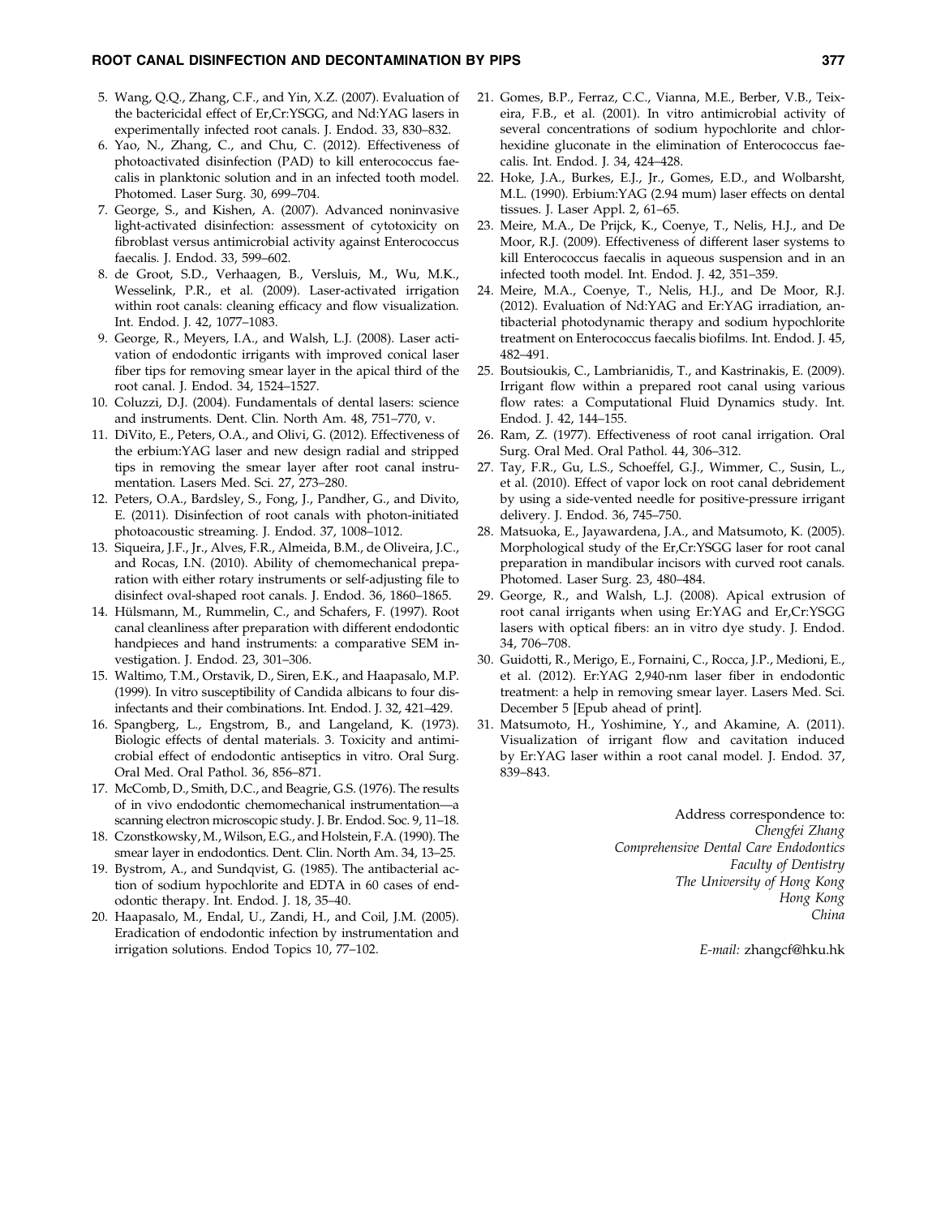5. Wang, Q.Q., Zhang, C.F., and Yin, X.Z. (2007). Evaluation of the bactericidal effect of Er,Cr:YSGG, and Nd:YAG lasers in experimentally infected root canals. J. Endod. 33, 830–832.
6. Yao, N., Zhang, C., and Chu, C. (2012). Effectiveness of photoactivated disinfection (PAD) to kill enterococcus faecalis in planktonic solution and in an infected tooth model. Photomed. Laser Surg. 30, 699–704.
7. George, S., and Kishen, A. (2007). Advanced noninvasive light-activated disinfection: assessment of cytotoxicity on fibroblast versus antimicrobial activity against Enterococcus faecalis. J. Endod. 33, 599–602.
8. de Groot, S.D., Verhaagen, B., Versluis, M., Wu, M.K., Wesselink, P.R., et al. (2009). Laser-activated irrigation within root canals: cleaning efficacy and flow visualization. Int. Endod. J. 42, 1077–1083.
9. George, R., Meyers, I.A., and Walsh, L.J. (2008). Laser activation of endodontic irrigants with improved conical laser fiber tips for removing smear layer in the apical third of the root canal. J. Endod. 34, 1524–1527.
10. Coluzzi, D.J. (2004). Fundamentals of dental lasers: science and instruments. Dent. Clin. North Am. 48, 751–770, v.
11. DiVito, E., Peters, O.A., and Olivi, G. (2012). Effectiveness of the erbium:YAG laser and new design radial and stripped tips in removing the smear layer after root canal instrumentation. Lasers Med. Sci. 27, 273–280.
12. Peters, O.A., Bardsley, S., Fong, J., Pandher, G., and Divito, E. (2011). Disinfection of root canals with photon-initiated photoacoustic streaming. J. Endod. 37, 1008–1012.
13. Siqueira, J.F., Jr., Alves, F.R., Almeida, B.M., de Oliveira, J.C., and Rocas, I.N. (2010). Ability of chemomechanical preparation with either rotary instruments or self-adjusting file to disinfect oval-shaped root canals. J. Endod. 36, 1860–1865.
14. Hülsmann, M., Rummelin, C., and Schafers, F. (1997). Root canal cleanliness after preparation with different endodontic handpieces and hand instruments: a comparative SEM investigation. J. Endod. 23, 301–306.
15. Waltimo, T.M., Orstavik, D., Siren, E.K., and Haapasalo, M.P. (1999). In vitro susceptibility of Candida albicans to four disinfectants and their combinations. Int. Endod. J. 32, 421–429.
16. Spangberg, L., Engstrom, B., and Langeland, K. (1973). Biologic effects of dental materials. 3. Toxicity and antimicrobial effect of endodontic antiseptics in vitro. Oral Surg. Oral Med. Oral Pathol. 36, 856–871.
17. McComb, D., Smith, D.C., and Beagrie, G.S. (1976). The results of in vivo endodontic chemomechanical instrumentation—a scanning electron microscopic study. J. Br. Endod. Soc. 9, 11–18.
18. Czonstkowsky, M., Wilson, E.G., and Holstein, F.A. (1990). The smear layer in endodontics. Dent. Clin. North Am. 34, 13–25.
19. Bystrom, A., and Sundqvist, G. (1985). The antibacterial action of sodium hypochlorite and EDTA in 60 cases of endodontic therapy. Int. Endod. J. 18, 35–40.
20. Haapasalo, M., Endal, U., Zandi, H., and Coil, J.M. (2005). Eradication of endodontic infection by instrumentation and irrigation solutions. Endod Topics 10, 77–102.
21. Gomes, B.P., Ferraz, C.C., Vianna, M.E., Berber, V.B., Teixeira, F.B., et al. (2001). In vitro antimicrobial activity of several concentrations of sodium hypochlorite and chlorhexidine gluconate in the elimination of Enterococcus faecalis. Int. Endod. J. 34, 424–428.
22. Hoke, J.A., Burkes, E.J., Jr., Gomes, E.D., and Wolbarsht, M.L. (1990). Erbium:YAG (2.94 mum) laser effects on dental tissues. J. Laser Appl. 2, 61–65.
23. Meire, M.A., De Prijck, K., Coenye, T., Nelis, H.J., and De Moor, R.J. (2009). Effectiveness of different laser systems to kill Enterococcus faecalis in aqueous suspension and in an infected tooth model. Int. Endod. J. 42, 351–359.
24. Meire, M.A., Coenye, T., Nelis, H.J., and De Moor, R.J. (2012). Evaluation of Nd:YAG and Er:YAG irradiation, antibacterial photodynamic therapy and sodium hypochlorite treatment on Enterococcus faecalis biofilms. Int. Endod. J. 45, 482–491.
25. Boutsioukis, C., Lambrianidis, T., and Kastrinakis, E. (2009). Irrigant flow within a prepared root canal using various flow rates: a Computational Fluid Dynamics study. Int. Endod. J. 42, 144–155.
26. Ram, Z. (1977). Effectiveness of root canal irrigation. Oral Surg. Oral Med. Oral Pathol. 44, 306–312.
27. Tay, F.R., Gu, L.S., Schoeffel, G.J., Wimmer, C., Susin, L., et al. (2010). Effect of vapor lock on root canal debridement by using a side-vented needle for positive-pressure irrigant delivery. J. Endod. 36, 745–750.
28. Matsuoka, E., Jayawardena, J.A., and Matsumoto, K. (2005). Morphological study of the Er,Cr:YSGG laser for root canal preparation in mandibular incisors with curved root canals. Photomed. Laser Surg. 23, 480–484.
29. George, R., and Walsh, L.J. (2008). Apical extrusion of root canal irrigants when using Er:YAG and Er,Cr:YSGG lasers with optical fibers: an in vitro dye study. J. Endod. 34, 706–708.
30. Guidotti, R., Merigo, E., Fornaini, C., Rocca, J.P., Medioni, E., et al. (2012). Er:YAG 2,940-nm laser fiber in endodontic treatment: a help in removing smear layer. Lasers Med. Sci. December 5 [Epub ahead of print].
31. Matsumoto, H., Yoshimine, Y., and Akamine, A. (2011). Visualization of irrigant flow and cavitation induced by Er:YAG laser within a root canal model. J. Endod. 37, 839–843.

Address correspondence to:
*Chengfei Zhang*
*Comprehensive Dental Care Endodontics*
*Faculty of Dentistry*
*The University of Hong Kong*
*Hong Kong*
*China*

*E-mail:* zhangcf@hku.hk